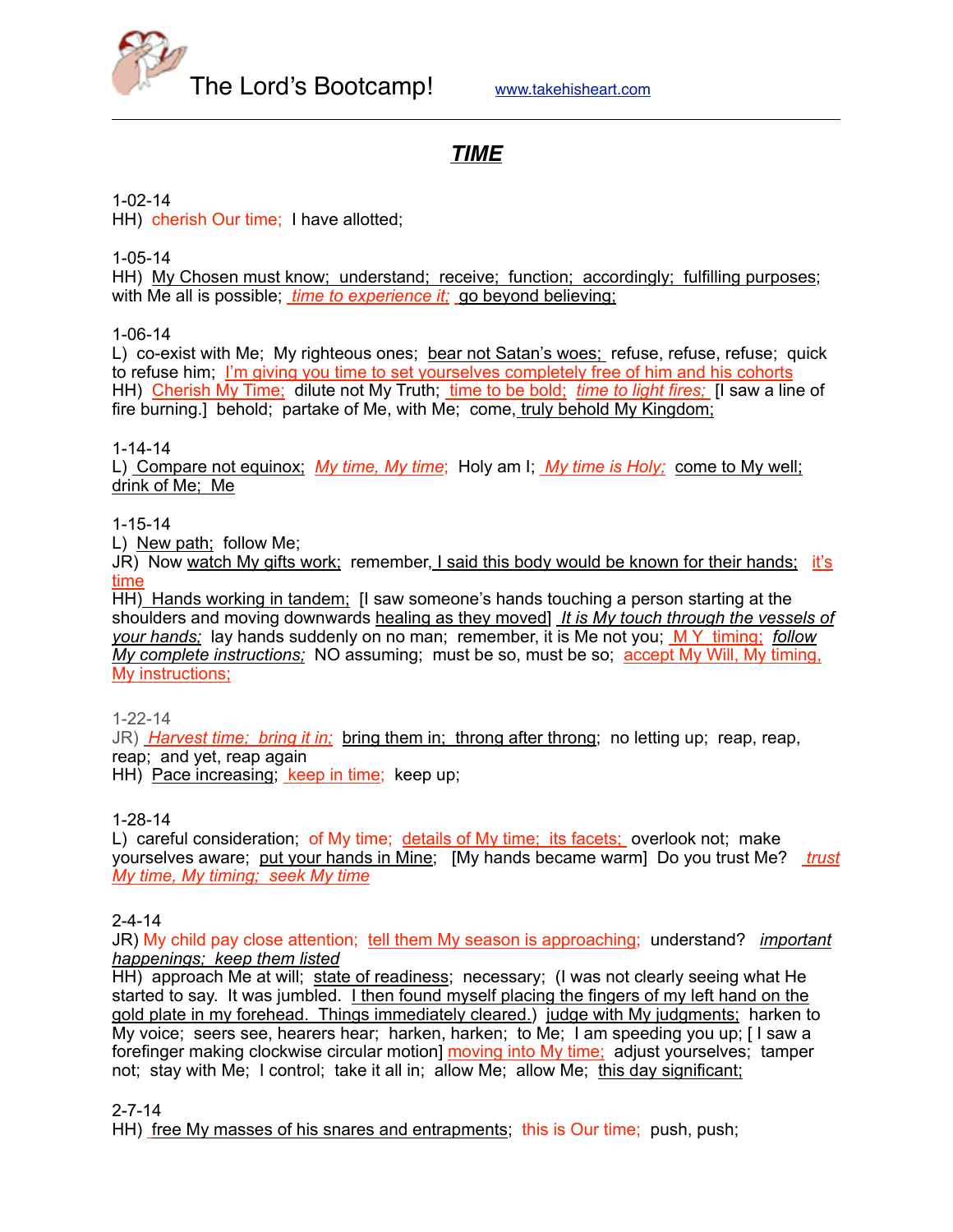The Lord's Bootcamp! www.takehisheart.com

# *TIME*

1-02-14
HH) cherish Our time; I have allotted;

1-05-14
HH) My Chosen must know; understand; receive; function; accordingly; fulfilling purposes; with Me all is possible; *time to experience it;* go beyond believing;

1-06-14
L) co-exist with Me; My righteous ones; bear not Satan's woes; refuse, refuse, refuse; quick to refuse him; I'm giving you time to set yourselves completely free of him and his cohorts
HH) Cherish My Time; dilute not My Truth; time to be bold; *time to light fires;* [I saw a line of fire burning.] behold; partake of Me, with Me; come, truly behold My Kingdom;

1-14-14
L) Compare not equinox; *My time, My time*; Holy am I; *My time is Holy;* come to My well; drink of Me; Me

1-15-14
L) New path; follow Me;
JR) Now watch My gifts work; remember, I said this body would be known for their hands; it's time
HH) Hands working in tandem; [I saw someone's hands touching a person starting at the shoulders and moving downwards healing as they moved] *It is My touch through the vessels of your hands;* lay hands suddenly on no man; remember, it is Me not you; M Y timing; *follow My complete instructions;* NO assuming; must be so, must be so; accept My Will, My timing, My instructions;

1-22-14
JR) *Harvest time; bring it in;* bring them in; throng after throng; no letting up; reap, reap, reap; and yet, reap again
HH) Pace increasing; keep in time; keep up;

1-28-14
L) careful consideration; of My time; details of My time; its facets; overlook not; make yourselves aware; put your hands in Mine; [My hands became warm] Do you trust Me? *trust My time, My timing; seek My time*

2-4-14
JR) My child pay close attention; tell them My season is approaching; understand? *important happenings; keep them listed*
HH) approach Me at will; state of readiness; necessary; (I was not clearly seeing what He started to say. It was jumbled. I then found myself placing the fingers of my left hand on the gold plate in my forehead. Things immediately cleared.) judge with My judgments; harken to My voice; seers see, hearers hear; harken, harken; to Me; I am speeding you up; [ I saw a forefinger making clockwise circular motion] moving into My time; adjust yourselves; tamper not; stay with Me; I control; take it all in; allow Me; allow Me; this day significant;

2-7-14
HH) free My masses of his snares and entrapments; this is Our time; push, push;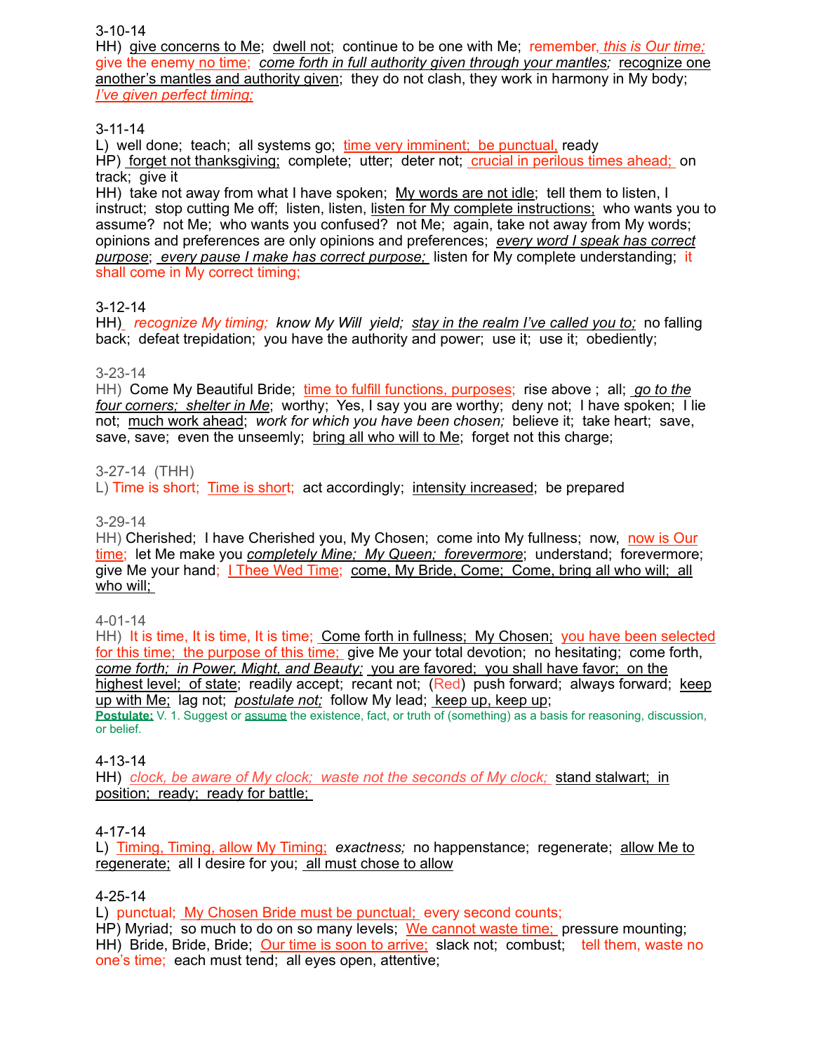3-10-14
HH) give concerns to Me; dwell not; continue to be one with Me; remember, *this is Our time;* give the enemy no time; *come forth in full authority given through your mantles;* recognize one another's mantles and authority given; they do not clash, they work in harmony in My body; *I've given perfect timing;*

3-11-14
L) well done; teach; all systems go; time very imminent; be punctual, ready
HP) forget not thanksgiving; complete; utter; deter not; crucial in perilous times ahead; on track; give it
HH) take not away from what I have spoken; My words are not idle; tell them to listen, I instruct; stop cutting Me off; listen, listen, listen for My complete instructions; who wants you to assume? not Me; who wants you confused? not Me; again, take not away from My words; opinions and preferences are only opinions and preferences; *every word I speak has correct purpose*; *every pause I make has correct purpose;* listen for My complete understanding; it shall come in My correct timing;

3-12-14
HH) *recognize My timing; know My Will yield; stay in the realm I've called you to;* no falling back; defeat trepidation; you have the authority and power; use it; use it; obediently;

3-23-14
HH) Come My Beautiful Bride; time to fulfill functions, purposes; rise above ; all; *go to the four corners; shelter in Me*; worthy; Yes, I say you are worthy; deny not; I have spoken; I lie not; much work ahead; *work for which you have been chosen;* believe it; take heart; save, save, save; even the unseemly; bring all who will to Me; forget not this charge;

3-27-14 (THH)
L) Time is short; Time is short; act accordingly; intensity increased; be prepared

3-29-14
HH) Cherished; I have Cherished you, My Chosen; come into My fullness; now, now is Our time; let Me make you *completely Mine; My Queen; forevermore*; understand; forevermore; give Me your hand; I Thee Wed Time; come, My Bride, Come; Come, bring all who will; all who will;

4-01-14
HH) It is time, It is time, It is time; Come forth in fullness; My Chosen; you have been selected for this time; the purpose of this time; give Me your total devotion; no hesitating; come forth, *come forth; in Power, Might, and Beauty;* you are favored; you shall have favor; on the highest level; of state; readily accept; recant not; (Red) push forward; always forward; keep up with Me; lag not; *postulate not;* follow My lead; keep up, keep up;
**Postulate:** V. 1. Suggest or assume the existence, fact, or truth of (something) as a basis for reasoning, discussion, or belief.

4-13-14
HH) *clock, be aware of My clock; waste not the seconds of My clock;* stand stalwart; in position; ready; ready for battle;

4-17-14
L) Timing, Timing, allow My Timing; *exactness;* no happenstance; regenerate; allow Me to regenerate; all I desire for you; all must chose to allow

4-25-14
L) punctual; My Chosen Bride must be punctual; every second counts;
HP) Myriad; so much to do on so many levels; We cannot waste time; pressure mounting;
HH) Bride, Bride, Bride; Our time is soon to arrive; slack not; combust; tell them, waste no one's time; each must tend; all eyes open, attentive;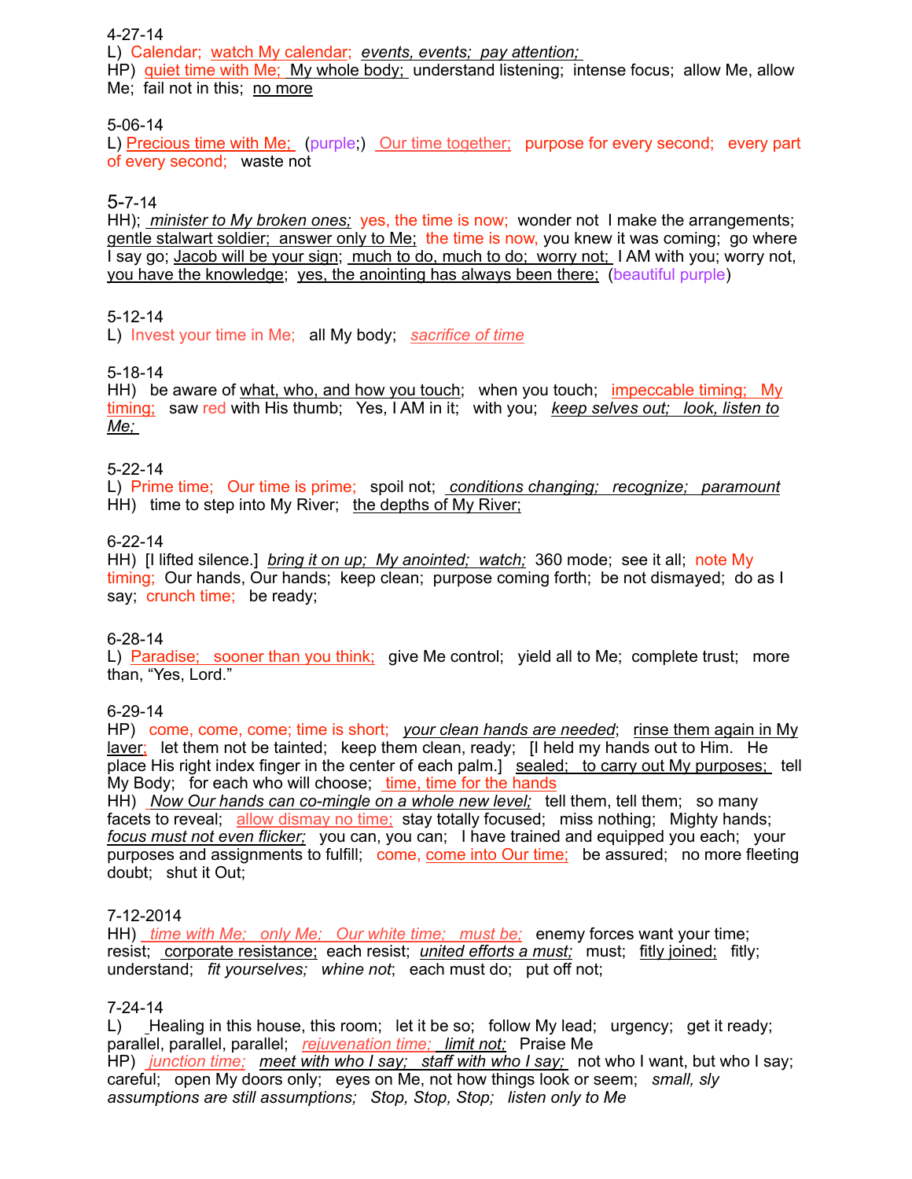4-27-14
L) Calendar; watch My calendar; *events, events; pay attention;*
HP) quiet time with Me; My whole body; understand listening; intense focus; allow Me, allow Me; fail not in this; no more

5-06-14
L) Precious time with Me; (purple;) Our time together; purpose for every second; every part of every second; waste not

5-7-14
HH); *minister to My broken ones;* yes, the time is now; wonder not I make the arrangements; gentle stalwart soldier; answer only to Me; the time is now, you knew it was coming; go where I say go; Jacob will be your sign; much to do, much to do; worry not; I AM with you; worry not, you have the knowledge; yes, the anointing has always been there; (beautiful purple)

5-12-14
L) Invest your time in Me; all My body; *sacrifice of time*

5-18-14
HH) be aware of what, who, and how you touch; when you touch; impeccable timing; My timing; saw red with His thumb; Yes, I AM in it; with you; *keep selves out; look, listen to Me;*

5-22-14
L) Prime time; Our time is prime; spoil not; *conditions changing; recognize; paramount*
HH) time to step into My River; the depths of My River;

6-22-14
HH) [I lifted silence.] *bring it on up; My anointed; watch;* 360 mode; see it all; note My timing; Our hands, Our hands; keep clean; purpose coming forth; be not dismayed; do as I say; crunch time; be ready;

6-28-14
L) Paradise; sooner than you think; give Me control; yield all to Me; complete trust; more than, "Yes, Lord."

6-29-14
HP) come, come, come; time is short; *your clean hands are needed*; rinse them again in My laver; let them not be tainted; keep them clean, ready; [I held my hands out to Him. He place His right index finger in the center of each palm.] sealed; to carry out My purposes; tell My Body; for each who will choose; time, time for the hands
HH) *Now Our hands can co-mingle on a whole new level;* tell them, tell them; so many facets to reveal; allow dismay no time; stay totally focused; miss nothing; Mighty hands; *focus must not even flicker;* you can, you can; I have trained and equipped you each; your purposes and assignments to fulfill; come, come into Our time; be assured; no more fleeting doubt; shut it Out;

7-12-2014
HH) *time with Me; only Me; Our white time; must be;* enemy forces want your time; resist; corporate resistance; each resist; *united efforts a must;* must; fitly joined; fitly; understand; *fit yourselves; whine not*; each must do; put off not;

7-24-14
L) Healing in this house, this room; let it be so; follow My lead; urgency; get it ready; parallel, parallel, parallel; *rejuvenation time; limit not;* Praise Me
HP) *junction time; meet with who I say; staff with who I say;* not who I want, but who I say; careful; open My doors only; eyes on Me, not how things look or seem; *small, sly assumptions are still assumptions; Stop, Stop, Stop; listen only to Me*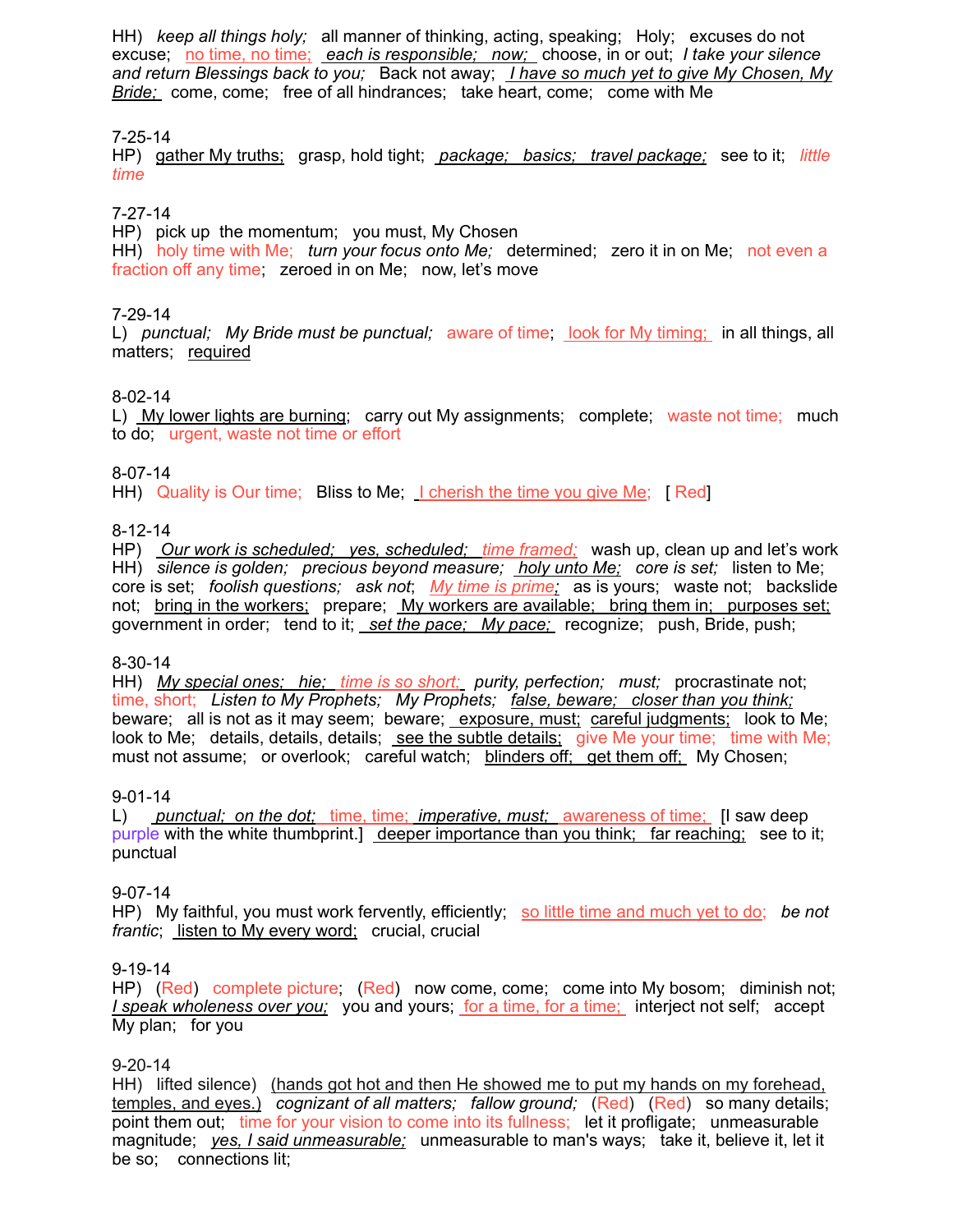HH) *keep all things holy;* all manner of thinking, acting, speaking; Holy; excuses do not excuse; no time, no time; *each is responsible; now;* choose, in or out; *I take your silence and return Blessings back to you;* Back not away; *I have so much yet to give My Chosen, My Bride;* come, come; free of all hindrances; take heart, come; come with Me

7-25-14
HP) gather My truths; grasp, hold tight; *package; basics; travel package;* see to it; *little time*

7-27-14
HP) pick up the momentum; you must, My Chosen
HH) holy time with Me; *turn your focus onto Me;* determined; zero it in on Me; not even a fraction off any time; zeroed in on Me; now, let's move

7-29-14
L) *punctual; My Bride must be punctual;* aware of time; look for My timing; in all things, all matters; required

8-02-14
L) My lower lights are burning; carry out My assignments; complete; waste not time; much to do; urgent, waste not time or effort

8-07-14
HH) Quality is Our time; Bliss to Me; I cherish the time you give Me; [ Red]

8-12-14
HP) *Our work is scheduled; yes, scheduled; time framed;* wash up, clean up and let's work
HH) *silence is golden; precious beyond measure; holy unto Me; core is set;* listen to Me; core is set; *foolish questions; ask not*; *My time is prime;* as is yours; waste not; backslide not; bring in the workers; prepare; My workers are available; bring them in; purposes set; government in order; tend to it; *set the pace; My pace;* recognize; push, Bride, push;

8-30-14
HH) *My special ones; hie; time is so short; purity, perfection; must;* procrastinate not; time, short; *Listen to My Prophets; My Prophets; false, beware; closer than you think;* beware; all is not as it may seem; beware; exposure, must; careful judgments; look to Me; look to Me; details, details, details; see the subtle details; give Me your time; time with Me; must not assume; or overlook; careful watch; blinders off; get them off; My Chosen;

9-01-14
L) *punctual; on the dot;* time, time; *imperative, must;* awareness of time; [I saw deep purple with the white thumbprint.] deeper importance than you think; far reaching; see to it; punctual

9-07-14
HP) My faithful, you must work fervently, efficiently; so little time and much yet to do; *be not frantic*; listen to My every word; crucial, crucial

9-19-14
HP) (Red) complete picture; (Red) now come, come; come into My bosom; diminish not; *I speak wholeness over you;* you and yours; for a time, for a time; interject not self; accept My plan; for you

9-20-14
HH) lifted silence) (hands got hot and then He showed me to put my hands on my forehead, temples, and eyes.) *cognizant of all matters; fallow ground;* (Red) (Red) so many details; point them out; time for your vision to come into its fullness; let it profligate; unmeasurable magnitude; *yes, I said unmeasurable;* unmeasurable to man's ways; take it, believe it, let it be so; connections lit;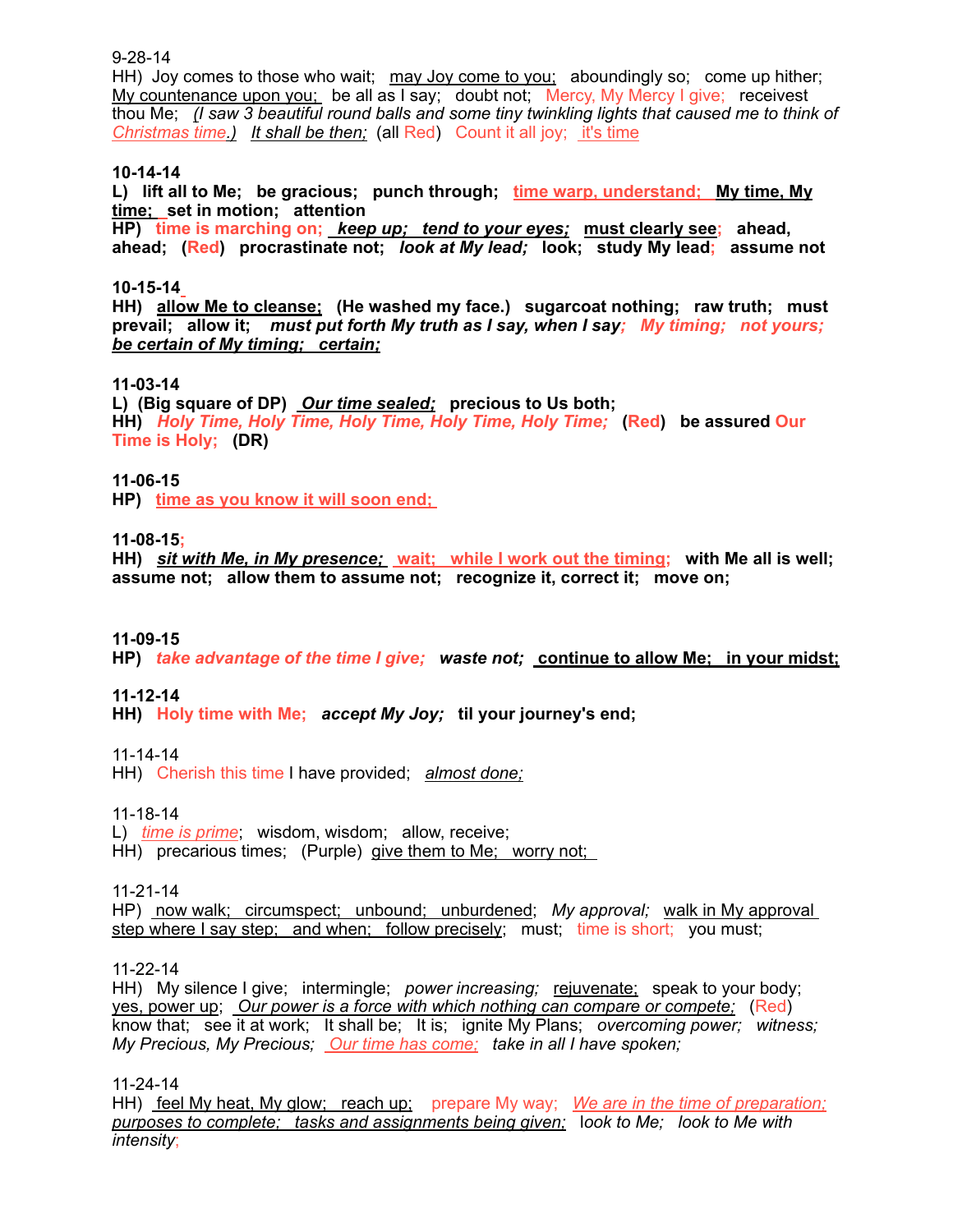9-28-14
HH) Joy comes to those who wait; may Joy come to you; aboundingly so; come up hither; My countenance upon you; be all as I say; doubt not; Mercy, My Mercy I give; receivest thou Me; *(I saw 3 beautiful round balls and some tiny twinkling lights that caused me to think of Christmas time.)* *It shall be then;* (all Red) Count it all joy; it's time

**10-14-14**
**L) lift all to Me; be gracious; punch through; time warp, understand; My time, My time; set in motion; attention**
**HP) time is marching on; *keep up; tend to your eyes;* must clearly see; ahead, ahead; (Red) procrastinate not; *look at My lead;* look; study My lead; assume not**

**10-15-14**
**HH) allow Me to cleanse; (He washed my face.) sugarcoat nothing; raw truth; must prevail; allow it; *must put forth My truth as I say, when I say; My timing; not yours; be certain of My timing; certain;***

**11-03-14**
**L) (Big square of DP) *Our time sealed;* precious to Us both;**
**HH) *Holy Time, Holy Time, Holy Time, Holy Time, Holy Time;* (Red) be assured Our Time is Holy; (DR)**

**11-06-15**
**HP) time as you know it will soon end;**

**11-08-15;**
**HH) *sit with Me, in My presence;* wait; while I work out the timing; with Me all is well; assume not; allow them to assume not; recognize it, correct it; move on;**

**11-09-15**
**HP) *take advantage of the time I give; waste not;* continue to allow Me; in your midst;**

**11-12-14**
**HH) Holy time with Me; *accept My Joy;* til your journey's end;**

11-14-14
HH) Cherish this time I have provided; *almost done;*

11-18-14
L) *time is prime*; wisdom, wisdom; allow, receive;
HH) precarious times; (Purple) give them to Me; worry not;

11-21-14
HP) now walk; circumspect; unbound; unburdened; *My approval;* walk in My approval step where I say step; and when; follow precisely; must; time is short; you must;

11-22-14
HH) My silence I give; intermingle; *power increasing;* rejuvenate; speak to your body; yes, power up; *Our power is a force with which nothing can compare or compete;* (Red) know that; see it at work; It shall be; It is; ignite My Plans; *overcoming power; witness; My Precious, My Precious; Our time has come; take in all I have spoken;*

11-24-14
HH) feel My heat, My glow; reach up; prepare My way; *We are in the time of preparation; purposes to complete; tasks and assignments being given;* look to Me; look to Me with *intensity;*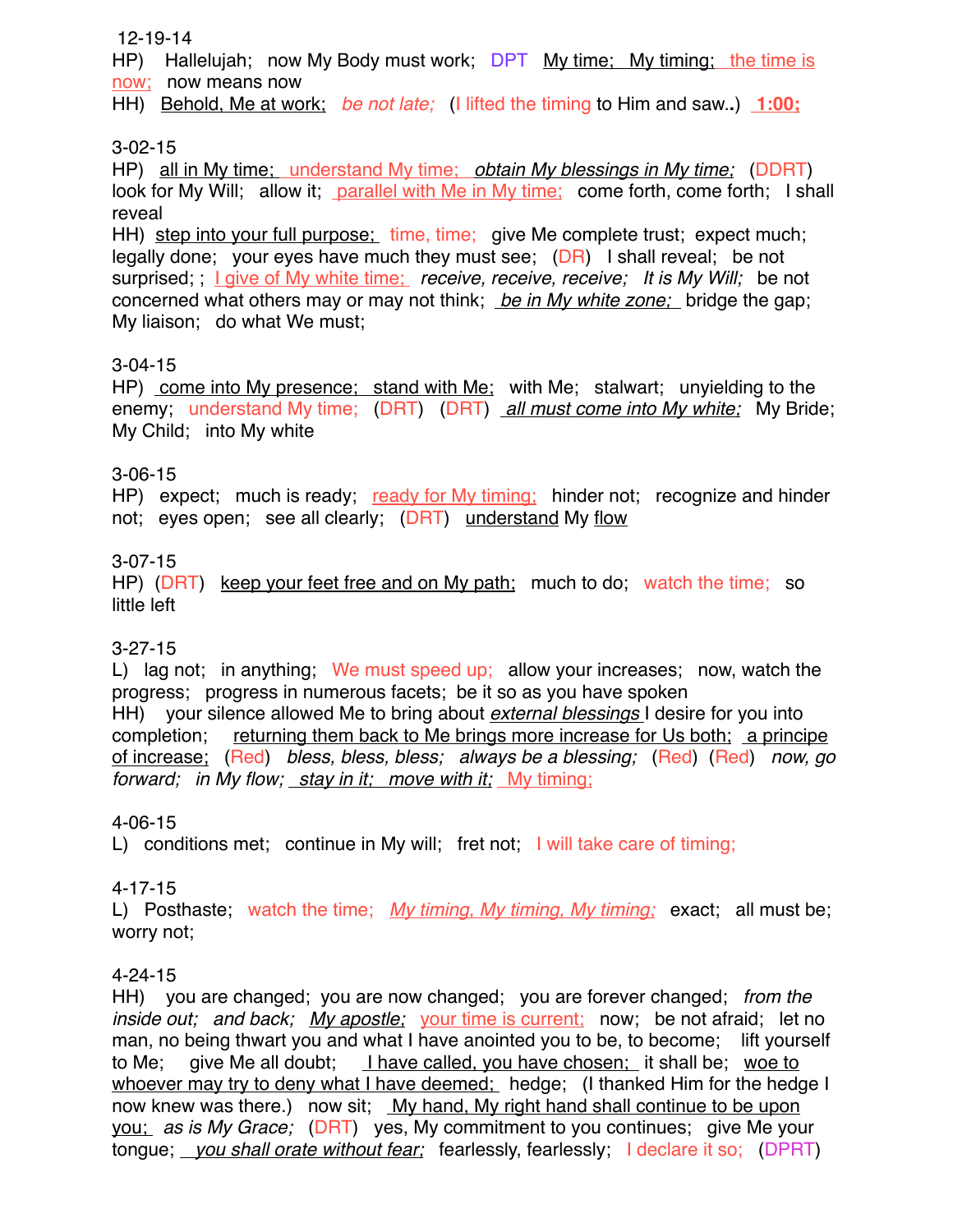12-19-14

HP) Hallelujah; now My Body must work; DPT <u>My time; My timing;</u> <u>the time is now;</u> now means now

HH) <u>Behold, Me at work;</u> *be not late;* (I lifted the timing to Him and saw..) **<u>1:00;</u>**

3-02-15

HP) <u>all in My time;</u> <u>understand My time;</u> <u>*obtain My blessings in My time;*</u> (DDRT) look for My Will; allow it; <u>parallel with Me in My time;</u> come forth, come forth; I shall reveal

HH) <u>step into your full purpose;</u> time, time; give Me complete trust; expect much; legally done; your eyes have much they must see; (DR) I shall reveal; be not surprised; ; <u>I give of My white time;</u> *receive, receive, receive; It is My Will;* be not concerned what others may or may not think; <u>*be in My white zone;*</u> bridge the gap; My liaison; do what We must;

3-04-15

HP) <u>come into My presence; stand with Me;</u> with Me; stalwart; unyielding to the enemy; understand My time; (DRT) (DRT) <u>*all must come into My white;*</u> My Bride; My Child; into My white

3-06-15

HP) expect; much is ready; <u>ready for My timing;</u> hinder not; recognize and hinder not; eyes open; see all clearly; (DRT) <u>understand</u> My <u>flow</u>

3-07-15

HP) (DRT) <u>keep your feet free and on My path;</u> much to do; watch the time; so little left

3-27-15

L) lag not; in anything; We must speed up; allow your increases; now, watch the progress; progress in numerous facets; be it so as you have spoken

HH) your silence allowed Me to bring about <u>*external blessings*</u> I desire for you into completion; <u>returning them back to Me brings more increase for Us both;</u> <u>a principle of increase;</u> (Red) *bless, bless, bless; always be a blessing;* (Red) (Red) *now, go forward; in My flow;* <u>*stay in it; move with it;*</u> <u>My timing;</u>

4-06-15

L) conditions met; continue in My will; fret not; I will take care of timing;

4-17-15

L) Posthaste; watch the time; <u>*My timing, My timing, My timing;*</u> exact; all must be; worry not;

4-24-15

HH) you are changed; you are now changed; you are forever changed; *from the inside out; and back;* <u>*My apostle;*</u> <u>your time is current;</u> now; be not afraid; let no man, no being thwart you and what I have anointed you to be, to become; lift yourself to Me; give Me all doubt; <u>I have called, you have chosen;</u> it shall be; <u>woe to whoever may try to deny what I have deemed;</u> hedge; (I thanked Him for the hedge I now knew was there.) now sit; <u>My hand, My right hand shall continue to be upon you;</u> *as is My Grace;* (DRT) yes, My commitment to you continues; give Me your tongue; <u>*you shall orate without fear;*</u> fearlessly, fearlessly; I declare it so; (DPRT)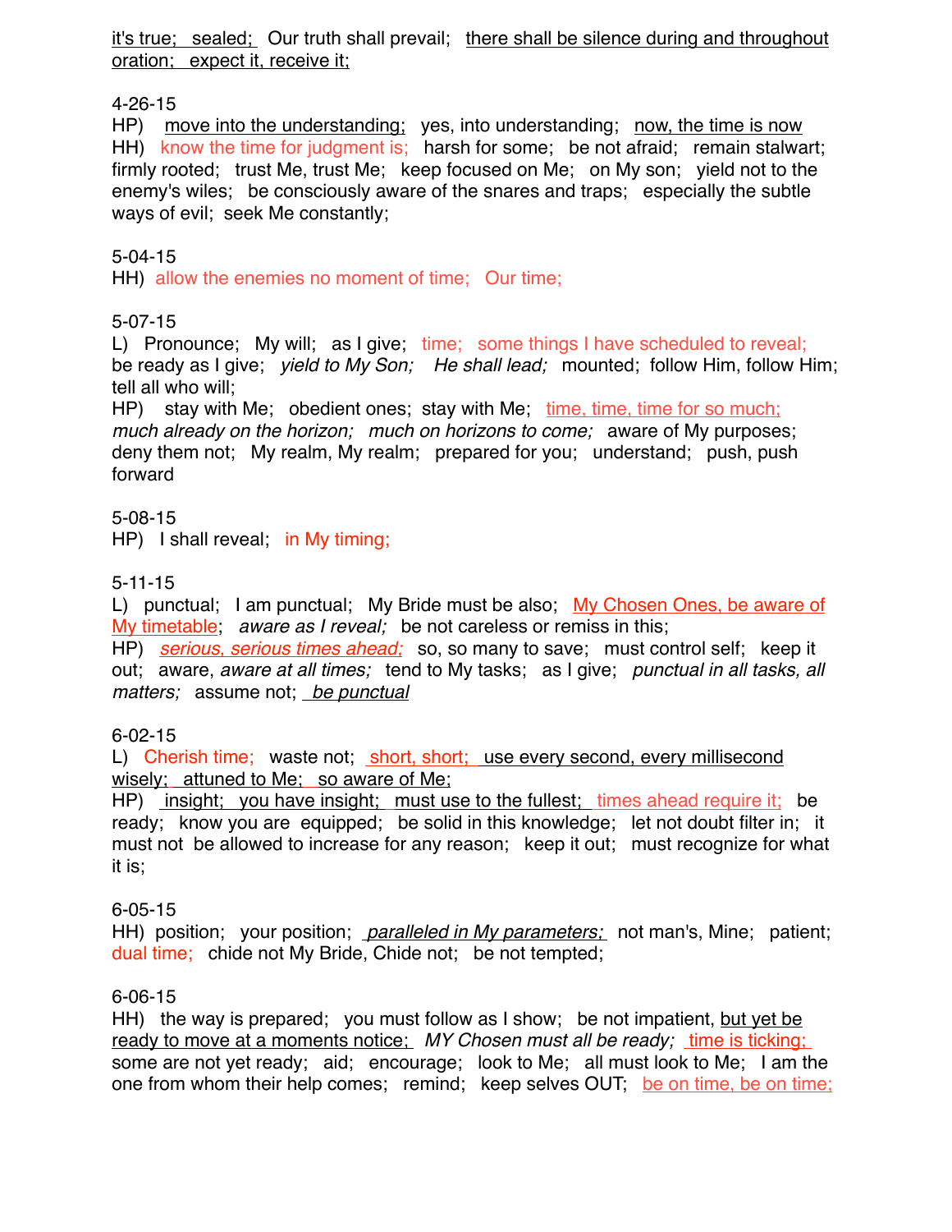<u>it's true;   sealed;</u>   Our truth shall prevail;   <u>there shall be silence during and throughout oration;   expect it, receive it;</u>

4-26-15
HP)   <u>move into the understanding;</u>   yes, into understanding;   <u>now, the time is now</u>
HH)   know the time for judgment is;   harsh for some;   be not afraid;   remain stalwart; firmly rooted;   trust Me, trust Me;   keep focused on Me;   on My son;   yield not to the enemy's wiles;   be consciously aware of the snares and traps;   especially the subtle ways of evil;  seek Me constantly;

5-04-15
HH)  allow the enemies no moment of time;   Our time;

5-07-15
L)   Pronounce;   My will;   as I give;   time;   some things I have scheduled to reveal; be ready as I give;   *yield to My Son;*   *He shall lead;*   mounted;  follow Him, follow Him; tell all who will;
HP)   stay with Me;   obedient ones;  stay with Me;   <u>time, time, time for so much;</u> *much already on the horizon;*   *much on horizons to come;*   aware of My purposes; deny them not;   My realm, My realm;   prepared for you;   understand;   push, push forward

5-08-15
HP)   I shall reveal;   in My timing;

5-11-15
L)   punctual;   I am punctual;   My Bride must be also;   <u>My Chosen Ones, be aware of My timetable</u>;   *aware as I reveal;*   be not careless or remiss in this;
HP)   <u>*serious, serious times ahead;*</u>   so, so many to save;   must control self;   keep it out;   aware, *aware at all times;*   tend to My tasks;   as I give;   *punctual in all tasks, all matters;*   assume not;   <u>*be punctual*</u>

6-02-15
L)   Cherish time;   waste not;   <u>short, short;   use every second, every millisecond wisely;   attuned to Me;   so aware of Me;</u>
HP)   <u>insight;   you have insight;   must use to the fullest;</u>   times ahead require it;   be ready;   know you are  equipped;   be solid in this knowledge;   let not doubt filter in;   it must not  be allowed to increase for any reason;   keep it out;   must recognize for what it is;

6-05-15
HH)  position;   your position;   <u>*paralleled in My parameters;*</u>   not man's, Mine;   patient; dual time;   chide not My Bride, Chide not;   be not tempted;

6-06-15
HH)   the way is prepared;   you must follow as I show;   be not impatient, <u>but yet be ready to move at a moments notice;</u>   *MY Chosen must all be ready;*   <u>time is ticking;</u> some are not yet ready;   aid;   encourage;   look to Me;   all must look to Me;   I am the one from whom their help comes;   remind;   keep selves OUT;   <u>be on time, be on time;</u>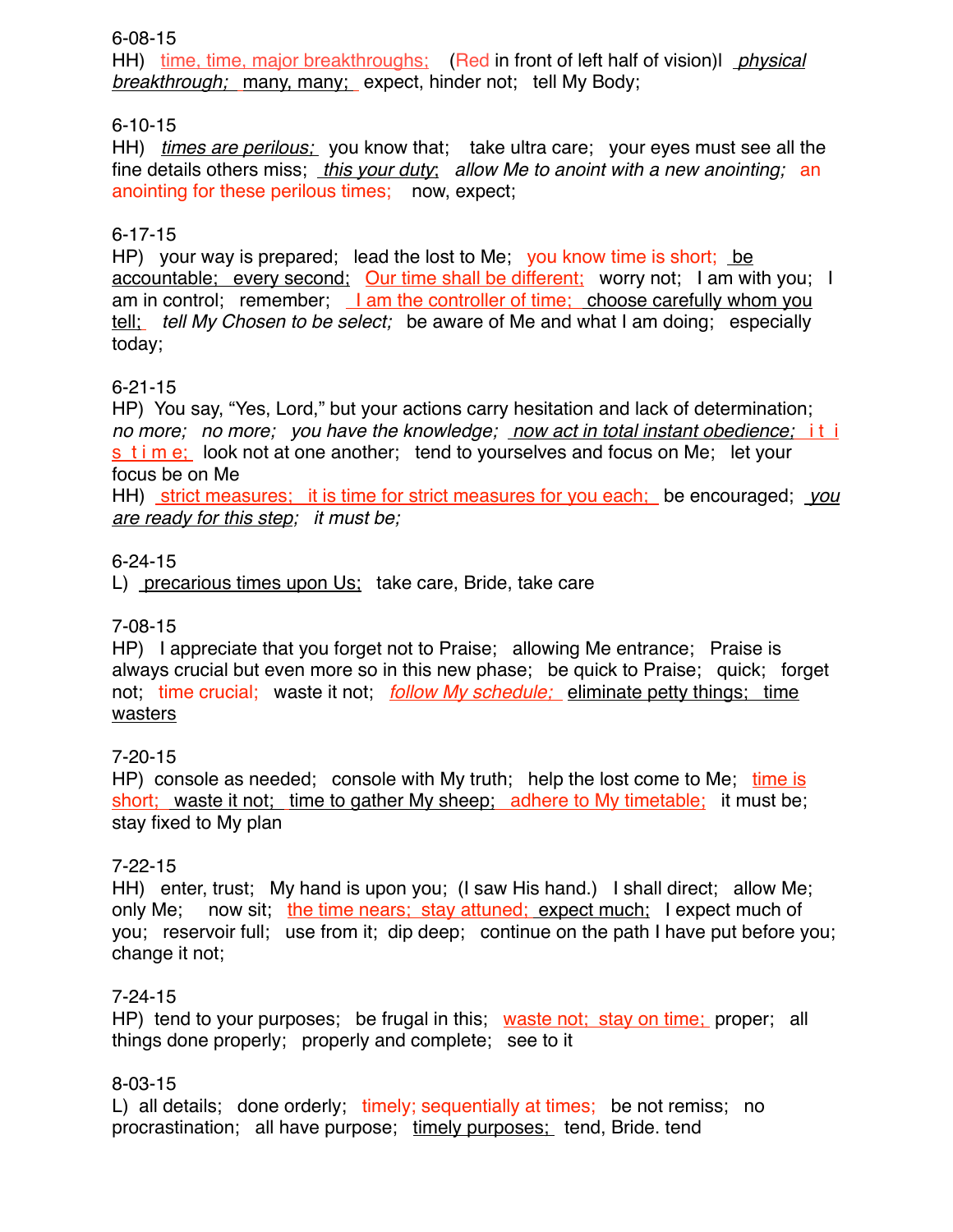6-08-15

HH) time, time, major breakthroughs; (Red in front of left half of vision)l *physical breakthrough;* many, many; expect, hinder not; tell My Body;

6-10-15

HH) *times are perilous;* you know that; take ultra care; your eyes must see all the fine details others miss; *this your duty*; *allow Me to anoint with a new anointing;* an anointing for these perilous times; now, expect;

6-17-15

HP) your way is prepared; lead the lost to Me; you know time is short; be accountable; every second; Our time shall be different; worry not; I am with you; I am in control; remember; I am the controller of time; choose carefully whom you tell; *tell My Chosen to be select;* be aware of Me and what I am doing; especially today;

6-21-15

HP) You say, "Yes, Lord," but your actions carry hesitation and lack of determination; *no more; no more; you have the knowledge; now act in total instant obedience;* i t i s t i m e; look not at one another; tend to yourselves and focus on Me; let your focus be on Me

HH) strict measures; it is time for strict measures for you each; be encouraged; *you are ready for this step; it must be;*

6-24-15

L) precarious times upon Us; take care, Bride, take care

7-08-15

HP) I appreciate that you forget not to Praise; allowing Me entrance; Praise is always crucial but even more so in this new phase; be quick to Praise; quick; forget not; time crucial; waste it not; *follow My schedule;* eliminate petty things; time wasters

7-20-15

HP) console as needed; console with My truth; help the lost come to Me; time is short; waste it not; time to gather My sheep; adhere to My timetable; it must be; stay fixed to My plan

7-22-15

HH) enter, trust; My hand is upon you; (I saw His hand.) I shall direct; allow Me; only Me; now sit; the time nears; stay attuned; expect much; I expect much of you; reservoir full; use from it; dip deep; continue on the path I have put before you; change it not;

7-24-15

HP) tend to your purposes; be frugal in this; waste not; stay on time; proper; all things done properly; properly and complete; see to it

8-03-15

L) all details; done orderly; timely; sequentially at times; be not remiss; no procrastination; all have purpose; timely purposes; tend, Bride. tend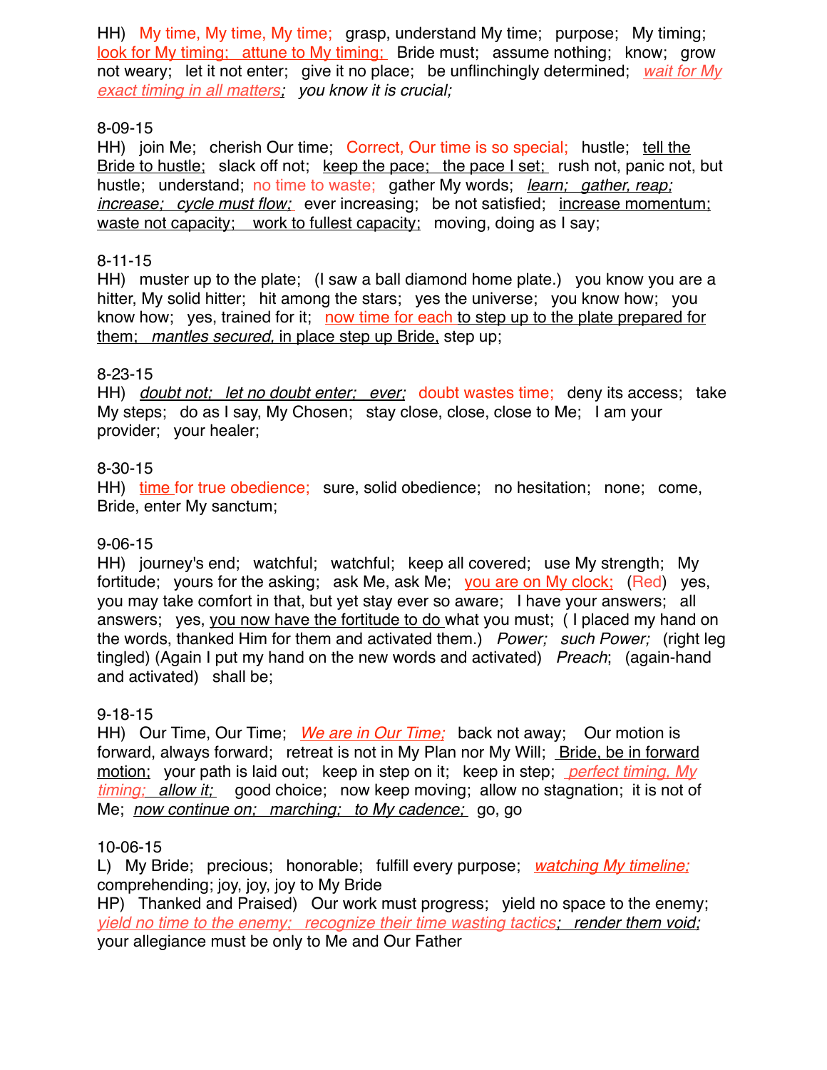HH) My time, My time, My time; grasp, understand My time; purpose; My timing; <u>look for My timing; attune to My timing;</u> Bride must; assume nothing; know; grow not weary; let it not enter; give it no place; be unflinchingly determined; <u>*wait for My exact timing in all matters*</u>; *you know it is crucial;*

8-09-15
HH) join Me; cherish Our time; Correct, Our time is so special; hustle; <u>tell the Bride to hustle;</u> slack off not; <u>keep the pace; the pace I set;</u> rush not, panic not, but hustle; understand; no time to waste; gather My words; <u>*learn; gather, reap; increase; cycle must flow;*</u> ever increasing; be not satisfied; <u>increase momentum; waste not capacity; work to fullest capacity;</u> moving, doing as I say;

8-11-15
HH) muster up to the plate; (I saw a ball diamond home plate.) you know you are a hitter, My solid hitter; hit among the stars; yes the universe; you know how; you know how; yes, trained for it; <u>now time for each to step up to the plate prepared for them; *mantles secured,* in place step up Bride,</u> step up;

8-23-15
HH) <u>*doubt not; let no doubt enter; ever;*</u> doubt wastes time; deny its access; take My steps; do as I say, My Chosen; stay close, close, close to Me; I am your provider; your healer;

8-30-15
HH) <u>time</u> for true obedience; sure, solid obedience; no hesitation; none; come, Bride, enter My sanctum;

9-06-15
HH) journey's end; watchful; watchful; keep all covered; use My strength; My fortitude; yours for the asking; ask Me, ask Me; <u>you are on My clock;</u> (Red) yes, you may take comfort in that, but yet stay ever so aware; I have your answers; all answers; yes, <u>you now have the fortitude to do</u> what you must; ( I placed my hand on the words, thanked Him for them and activated them.) *Power; such Power;* (right leg tingled) (Again I put my hand on the new words and activated) *Preach*; (again-hand and activated) shall be;

9-18-15
HH) Our Time, Our Time; <u>*We are in Our Time;*</u> back not away; Our motion is forward, always forward; retreat is not in My Plan nor My Will; <u>Bride, be in forward motion;</u> your path is laid out; keep in step on it; keep in step; <u>*perfect timing, My timing; allow it;*</u> good choice; now keep moving; allow no stagnation; it is not of Me; <u>*now continue on; marching; to My cadence;*</u> go, go

10-06-15
L) My Bride; precious; honorable; fulfill every purpose; <u>*watching My timeline;*</u> comprehending; joy, joy, joy to My Bride
HP) Thanked and Praised) Our work must progress; yield no space to the enemy; <u>*yield no time to the enemy; recognize their time wasting tactics; render them void;*</u> your allegiance must be only to Me and Our Father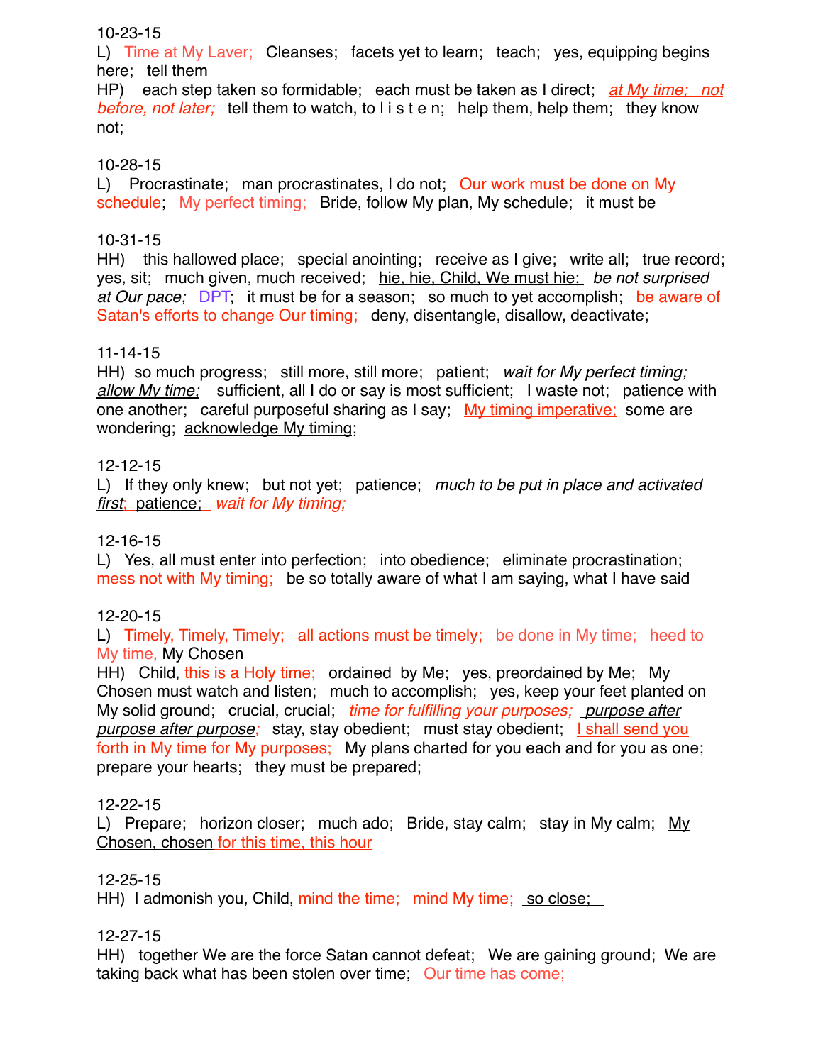10-23-15

L) Time at My Laver; Cleanses; facets yet to learn; teach; yes, equipping begins here; tell them

HP) each step taken so formidable; each must be taken as I direct; *at My time; not before, not later;* tell them to watch, to l i s t e n; help them, help them; they know not;

10-28-15

L) Procrastinate; man procrastinates, I do not; Our work must be done on My schedule; My perfect timing; Bride, follow My plan, My schedule; it must be

10-31-15

HH) this hallowed place; special anointing; receive as I give; write all; true record; yes, sit; much given, much received; hie, hie, Child, We must hie; *be not surprised at Our pace;* DPT; it must be for a season; so much to yet accomplish; be aware of Satan's efforts to change Our timing; deny, disentangle, disallow, deactivate;

11-14-15

HH) so much progress; still more, still more; patient; *wait for My perfect timing; allow My time;* sufficient, all I do or say is most sufficient; I waste not; patience with one another; careful purposeful sharing as I say; My timing imperative; some are wondering; acknowledge My timing;

12-12-15

L) If they only knew; but not yet; patience; *much to be put in place and activated first*; patience; *wait for My timing;*

12-16-15

L) Yes, all must enter into perfection; into obedience; eliminate procrastination; mess not with My timing; be so totally aware of what I am saying, what I have said

12-20-15

L) Timely, Timely, Timely; all actions must be timely; be done in My time; heed to My time, My Chosen

HH) Child, this is a Holy time; ordained by Me; yes, preordained by Me; My Chosen must watch and listen; much to accomplish; yes, keep your feet planted on My solid ground; crucial, crucial; *time for fulfilling your purposes; purpose after purpose after purpose;* stay, stay obedient; must stay obedient; I shall send you forth in My time for My purposes; My plans charted for you each and for you as one; prepare your hearts; they must be prepared;

12-22-15

L) Prepare; horizon closer; much ado; Bride, stay calm; stay in My calm; My Chosen, chosen for this time, this hour

12-25-15

HH) I admonish you, Child, mind the time; mind My time; so close;

12-27-15

HH) together We are the force Satan cannot defeat; We are gaining ground; We are taking back what has been stolen over time; Our time has come;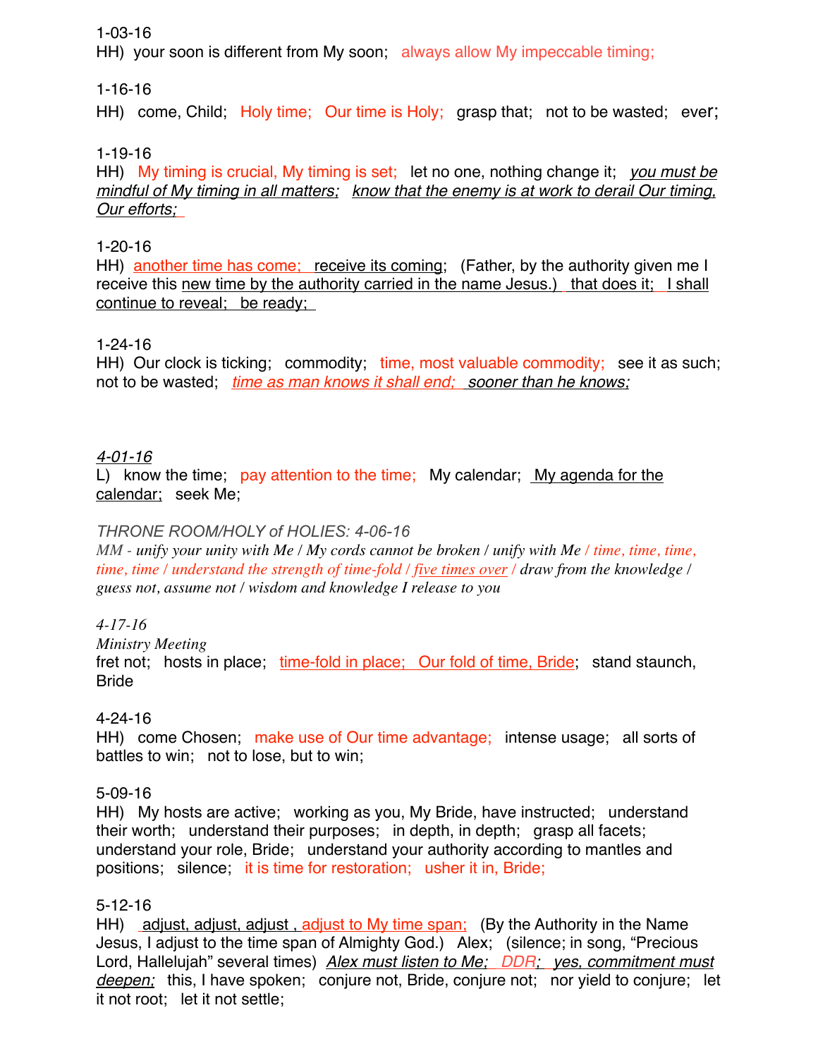1-03-16

HH) your soon is different from My soon; always allow My impeccable timing;

1-16-16

HH) come, Child; Holy time; Our time is Holy; grasp that; not to be wasted; ever;

1-19-16

HH) My timing is crucial, My timing is set; let no one, nothing change it; *you must be mindful of My timing in all matters; know that the enemy is at work to derail Our timing, Our efforts;*

1-20-16

HH) another time has come; receive its coming; (Father, by the authority given me I receive this new time by the authority carried in the name Jesus.) that does it; I shall continue to reveal; be ready;

1-24-16

HH) Our clock is ticking; commodity; time, most valuable commodity; see it as such; not to be wasted; *time as man knows it shall end; sooner than he knows;*

*4-01-16*

L) know the time; pay attention to the time; My calendar; My agenda for the calendar; seek Me;

*THRONE ROOM/HOLY of HOLIES: 4-06-16*

*MM - unify your unity with Me / My cords cannot be broken / unify with Me / time, time, time, time, time / understand the strength of time-fold / five times over / draw from the knowledge / guess not, assume not / wisdom and knowledge I release to you*

*4-17-16*

*Ministry Meeting*

fret not; hosts in place; time-fold in place; Our fold of time, Bride; stand staunch, Bride

4-24-16

HH) come Chosen; make use of Our time advantage; intense usage; all sorts of battles to win; not to lose, but to win;

5-09-16

HH) My hosts are active; working as you, My Bride, have instructed; understand their worth; understand their purposes; in depth, in depth; grasp all facets; understand your role, Bride; understand your authority according to mantles and positions; silence; it is time for restoration; usher it in, Bride;

5-12-16

HH) adjust, adjust, adjust , adjust to My time span; (By the Authority in the Name Jesus, I adjust to the time span of Almighty God.) Alex; (silence; in song, "Precious Lord, Hallelujah" several times) *Alex must listen to Me; DDR; yes, commitment must deepen;* this, I have spoken; conjure not, Bride, conjure not; nor yield to conjure; let it not root; let it not settle;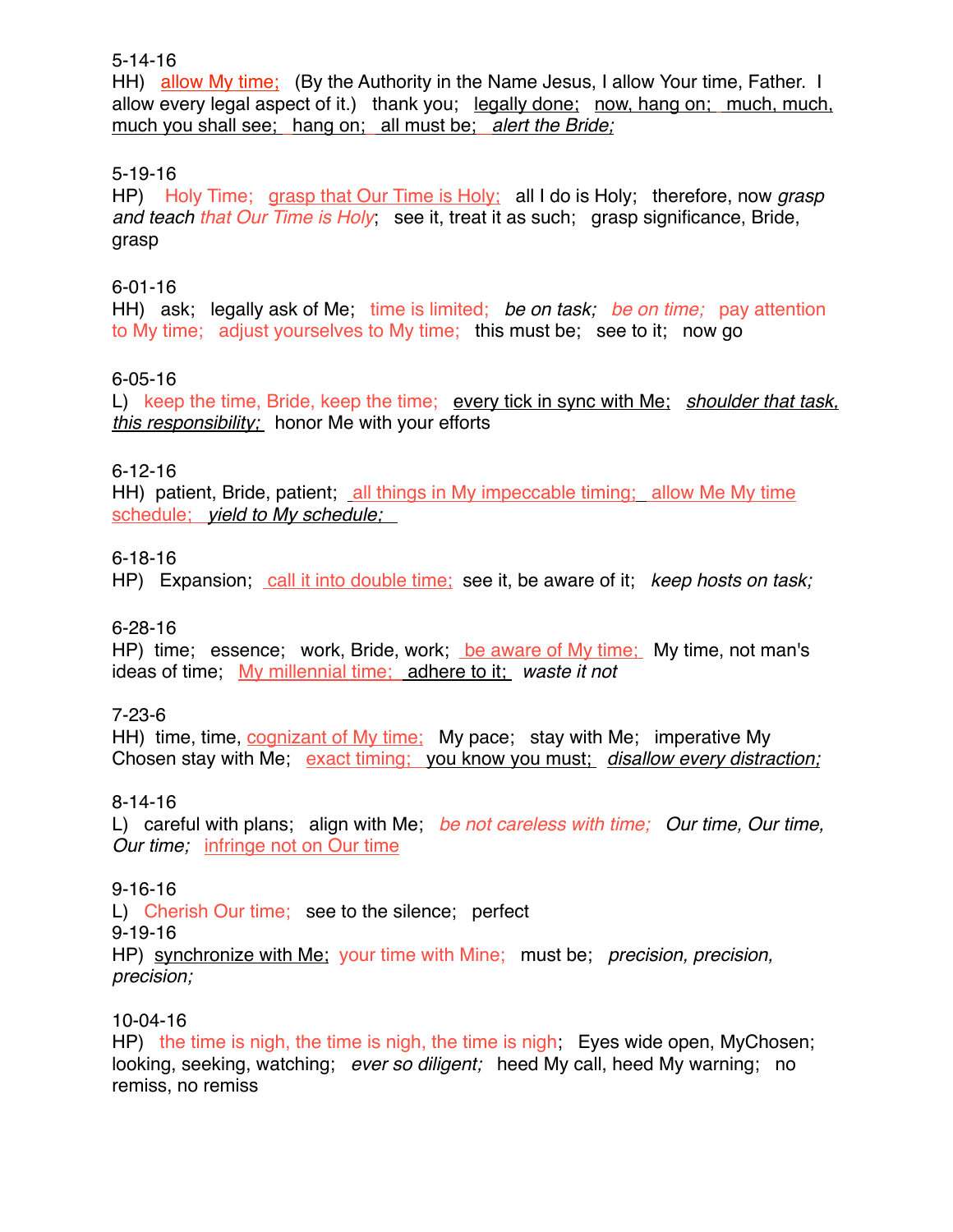5-14-16
HH) allow My time; (By the Authority in the Name Jesus, I allow Your time, Father. I allow every legal aspect of it.) thank you; legally done; now, hang on; much, much, much you shall see; hang on; all must be; *alert the Bride;*

5-19-16
HP) Holy Time; grasp that Our Time is Holy; all I do is Holy; therefore, now *grasp and teach* that Our Time is Holy; see it, treat it as such; grasp significance, Bride, grasp

6-01-16
HH) ask; legally ask of Me; time is limited; *be on task;* *be on time;* pay attention to My time; adjust yourselves to My time; this must be; see to it; now go

6-05-16
L) keep the time, Bride, keep the time; every tick in sync with Me; *shoulder that task, this responsibility;* honor Me with your efforts

6-12-16
HH) patient, Bride, patient; all things in My impeccable timing; allow Me My time schedule; *yield to My schedule;*

6-18-16
HP) Expansion; call it into double time; see it, be aware of it; *keep hosts on task;*

6-28-16
HP) time; essence; work, Bride, work; be aware of My time; My time, not man's ideas of time; My millennial time; adhere to it; *waste it not*

7-23-6
HH) time, time, cognizant of My time; My pace; stay with Me; imperative My Chosen stay with Me; exact timing; you know you must; *disallow every distraction;*

8-14-16
L) careful with plans; align with Me; *be not careless with time;* *Our time, Our time, Our time;* infringe not on Our time

9-16-16
L) Cherish Our time; see to the silence; perfect

9-19-16
HP) synchronize with Me; your time with Mine; must be; *precision, precision, precision;*

10-04-16
HP) the time is nigh, the time is nigh, the time is nigh; Eyes wide open, MyChosen; looking, seeking, watching; *ever so diligent;* heed My call, heed My warning; no remiss, no remiss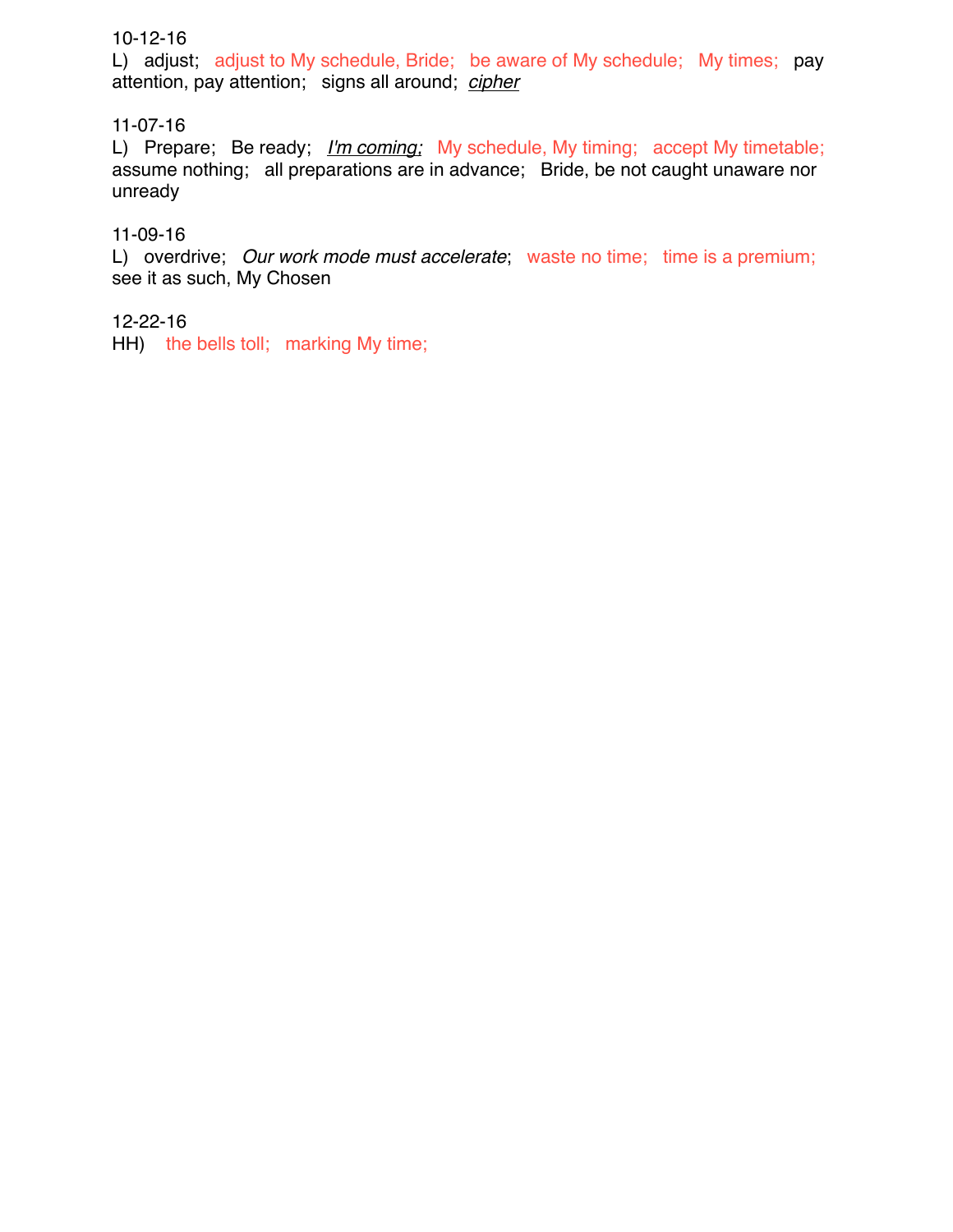10-12-16

L) adjust; adjust to My schedule, Bride; be aware of My schedule; My times; pay attention, pay attention; signs all around; *cipher*

11-07-16

L) Prepare; Be ready; *I'm coming;* My schedule, My timing; accept My timetable; assume nothing; all preparations are in advance; Bride, be not caught unaware nor unready

11-09-16

L) overdrive; *Our work mode must accelerate*; waste no time; time is a premium; see it as such, My Chosen

12-22-16

HH) the bells toll; marking My time;